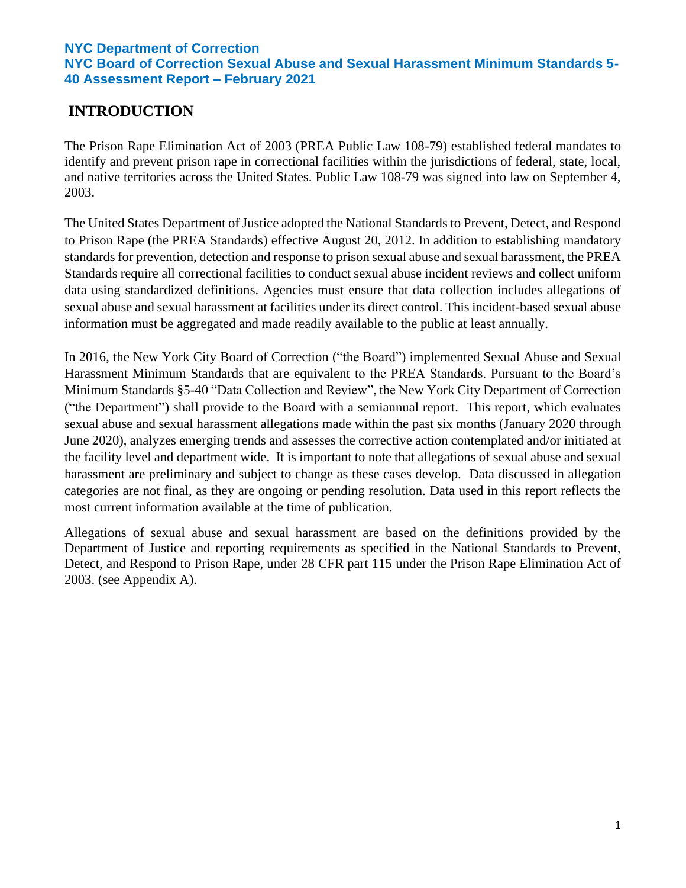**NYC Department of Correction**
**NYC Board of Correction Sexual Abuse and Sexual Harassment Minimum Standards 5-40 Assessment Report – February 2021**

# INTRODUCTION

The Prison Rape Elimination Act of 2003 (PREA Public Law 108-79) established federal mandates to identify and prevent prison rape in correctional facilities within the jurisdictions of federal, state, local, and native territories across the United States. Public Law 108-79 was signed into law on September 4, 2003.

The United States Department of Justice adopted the National Standards to Prevent, Detect, and Respond to Prison Rape (the PREA Standards) effective August 20, 2012. In addition to establishing mandatory standards for prevention, detection and response to prison sexual abuse and sexual harassment, the PREA Standards require all correctional facilities to conduct sexual abuse incident reviews and collect uniform data using standardized definitions. Agencies must ensure that data collection includes allegations of sexual abuse and sexual harassment at facilities under its direct control. This incident-based sexual abuse information must be aggregated and made readily available to the public at least annually.

In 2016, the New York City Board of Correction ("the Board") implemented Sexual Abuse and Sexual Harassment Minimum Standards that are equivalent to the PREA Standards. Pursuant to the Board's Minimum Standards §5-40 "Data Collection and Review", the New York City Department of Correction ("the Department") shall provide to the Board with a semiannual report. This report, which evaluates sexual abuse and sexual harassment allegations made within the past six months (January 2020 through June 2020), analyzes emerging trends and assesses the corrective action contemplated and/or initiated at the facility level and department wide. It is important to note that allegations of sexual abuse and sexual harassment are preliminary and subject to change as these cases develop. Data discussed in allegation categories are not final, as they are ongoing or pending resolution. Data used in this report reflects the most current information available at the time of publication.

Allegations of sexual abuse and sexual harassment are based on the definitions provided by the Department of Justice and reporting requirements as specified in the National Standards to Prevent, Detect, and Respond to Prison Rape, under 28 CFR part 115 under the Prison Rape Elimination Act of 2003. (see Appendix A).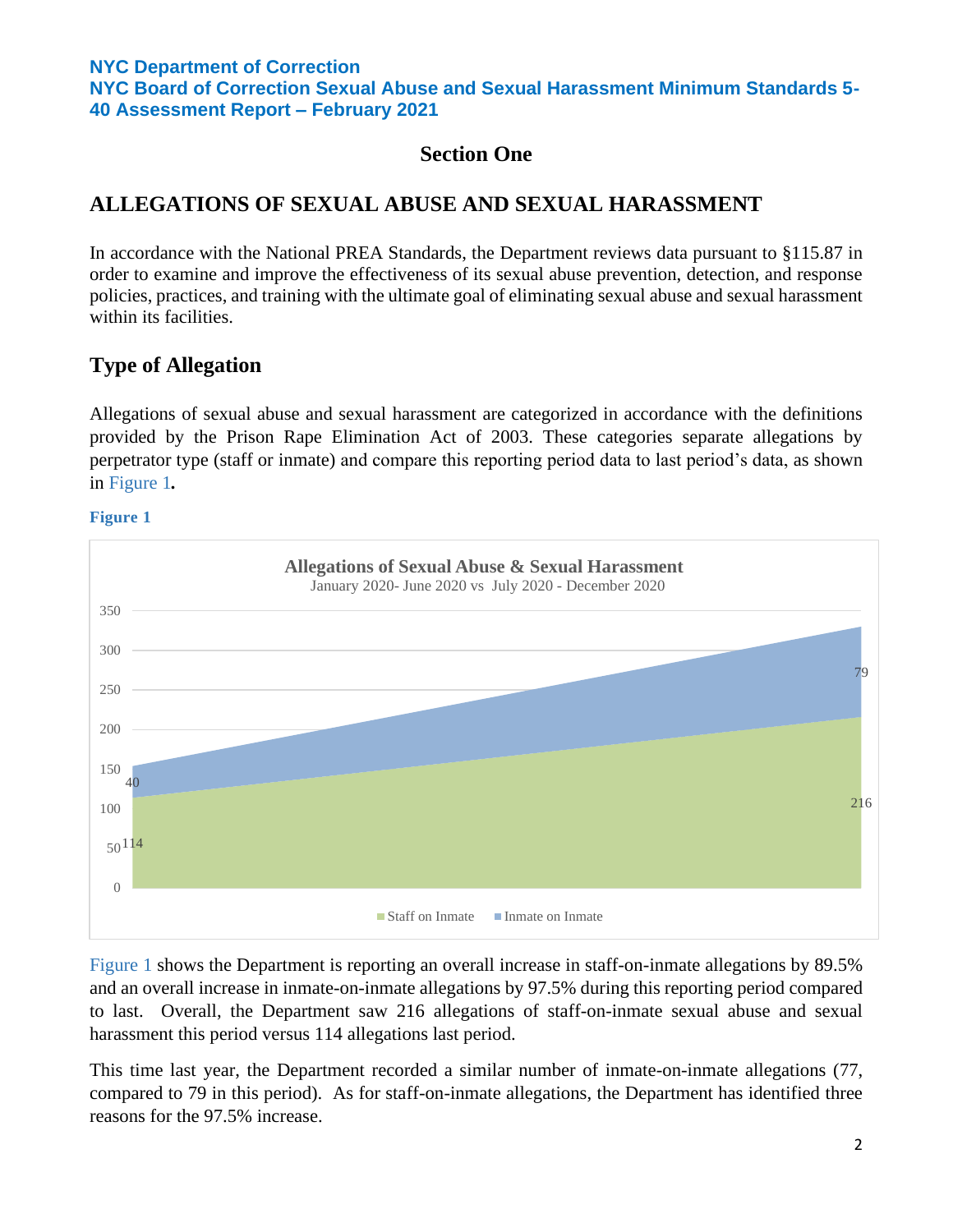## Section One

## ALLEGATIONS OF SEXUAL ABUSE AND SEXUAL HARASSMENT

In accordance with the National PREA Standards, the Department reviews data pursuant to §115.87 in order to examine and improve the effectiveness of its sexual abuse prevention, detection, and response policies, practices, and training with the ultimate goal of eliminating sexual abuse and sexual harassment within its facilities.

### Type of Allegation

Allegations of sexual abuse and sexual harassment are categorized in accordance with the definitions provided by the Prison Rape Elimination Act of 2003. These categories separate allegations by perpetrator type (staff or inmate) and compare this reporting period data to last period's data, as shown in Figure 1**.**

**Figure 1**

**Allegations of Sexual Abuse & Sexual Harassment**
January 2020- June 2020 vs July 2020 - December 2020

| | January 2020 - June 2020 | July 2020 - December 2020 |
|---|---|---|
| Staff on Inmate | 114 | 216 |
| Inmate on Inmate | 40 | 79 |

Figure 1 shows the Department is reporting an overall increase in staff-on-inmate allegations by 89.5% and an overall increase in inmate-on-inmate allegations by 97.5% during this reporting period compared to last. Overall, the Department saw 216 allegations of staff-on-inmate sexual abuse and sexual harassment this period versus 114 allegations last period.

This time last year, the Department recorded a similar number of inmate-on-inmate allegations (77, compared to 79 in this period). As for staff-on-inmate allegations, the Department has identified three reasons for the 97.5% increase.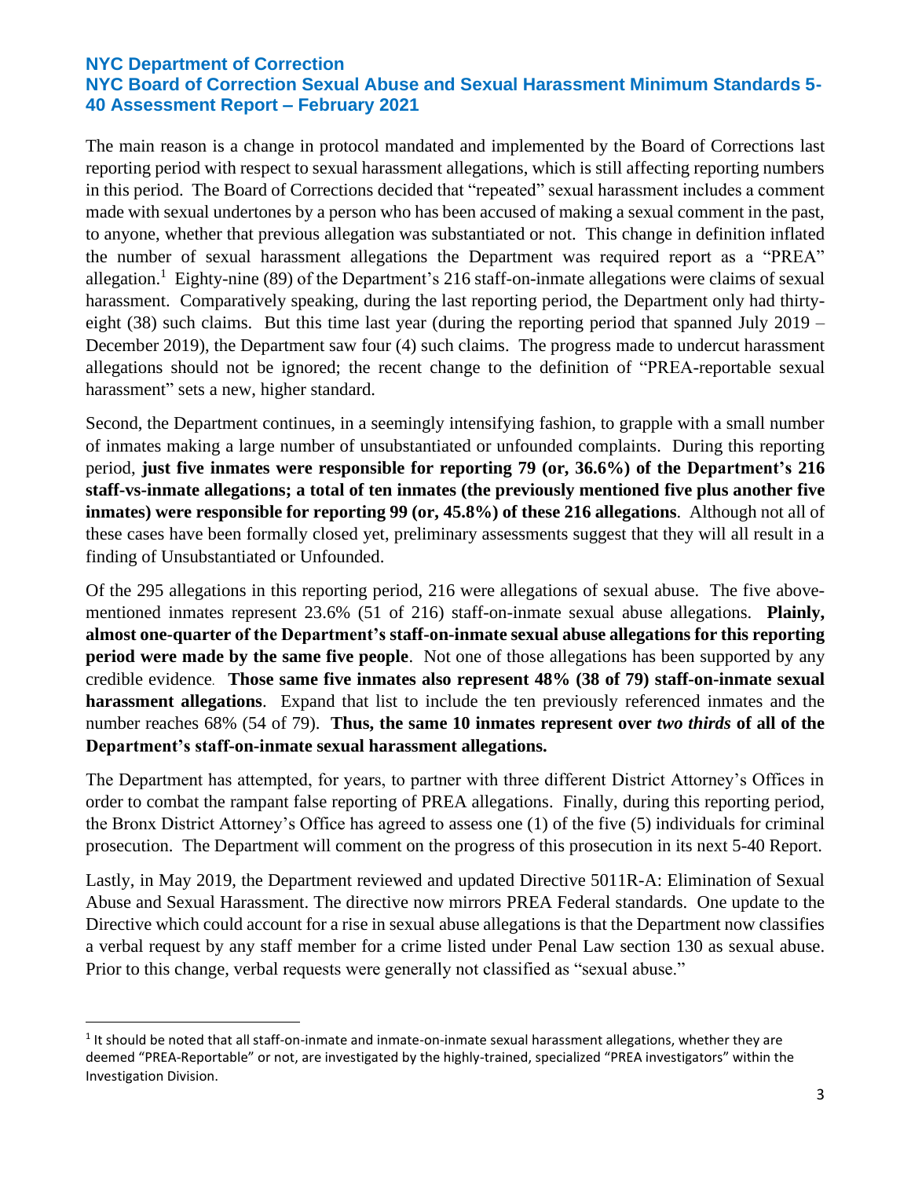The main reason is a change in protocol mandated and implemented by the Board of Corrections last reporting period with respect to sexual harassment allegations, which is still affecting reporting numbers in this period. The Board of Corrections decided that "repeated" sexual harassment includes a comment made with sexual undertones by a person who has been accused of making a sexual comment in the past, to anyone, whether that previous allegation was substantiated or not. This change in definition inflated the number of sexual harassment allegations the Department was required report as a "PREA" allegation.[1] Eighty-nine (89) of the Department's 216 staff-on-inmate allegations were claims of sexual harassment. Comparatively speaking, during the last reporting period, the Department only had thirty-eight (38) such claims. But this time last year (during the reporting period that spanned July 2019 – December 2019), the Department saw four (4) such claims. The progress made to undercut harassment allegations should not be ignored; the recent change to the definition of "PREA-reportable sexual harassment" sets a new, higher standard.

Second, the Department continues, in a seemingly intensifying fashion, to grapple with a small number of inmates making a large number of unsubstantiated or unfounded complaints. During this reporting period, **just five inmates were responsible for reporting 79 (or, 36.6%) of the Department's 216 staff-vs-inmate allegations; a total of ten inmates (the previously mentioned five plus another five inmates) were responsible for reporting 99 (or, 45.8%) of these 216 allegations**. Although not all of these cases have been formally closed yet, preliminary assessments suggest that they will all result in a finding of Unsubstantiated or Unfounded.

Of the 295 allegations in this reporting period, 216 were allegations of sexual abuse. The five above-mentioned inmates represent 23.6% (51 of 216) staff-on-inmate sexual abuse allegations. **Plainly, almost one-quarter of the Department's staff-on-inmate sexual abuse allegations for this reporting period were made by the same five people**. Not one of those allegations has been supported by any credible evidence. **Those same five inmates also represent 48% (38 of 79) staff-on-inmate sexual harassment allegations**. Expand that list to include the ten previously referenced inmates and the number reaches 68% (54 of 79). **Thus, the same 10 inmates represent over *two thirds* of all of the Department's staff-on-inmate sexual harassment allegations.**

The Department has attempted, for years, to partner with three different District Attorney's Offices in order to combat the rampant false reporting of PREA allegations. Finally, during this reporting period, the Bronx District Attorney's Office has agreed to assess one (1) of the five (5) individuals for criminal prosecution. The Department will comment on the progress of this prosecution in its next 5-40 Report.

Lastly, in May 2019, the Department reviewed and updated Directive 5011R-A: Elimination of Sexual Abuse and Sexual Harassment. The directive now mirrors PREA Federal standards. One update to the Directive which could account for a rise in sexual abuse allegations is that the Department now classifies a verbal request by any staff member for a crime listed under Penal Law section 130 as sexual abuse. Prior to this change, verbal requests were generally not classified as "sexual abuse."

[1] It should be noted that all staff-on-inmate and inmate-on-inmate sexual harassment allegations, whether they are deemed "PREA-Reportable" or not, are investigated by the highly-trained, specialized "PREA investigators" within the Investigation Division.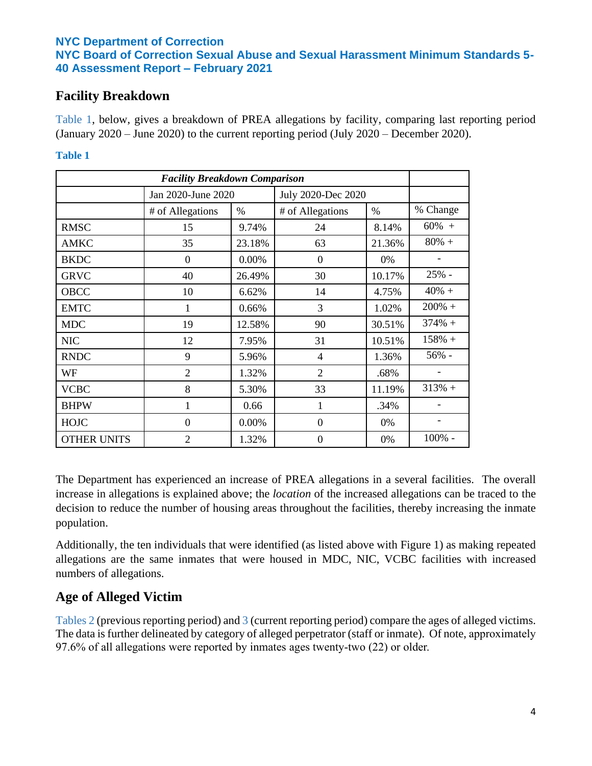## Facility Breakdown

Table 1, below, gives a breakdown of PREA allegations by facility, comparing last reporting period (January 2020 – June 2020) to the current reporting period (July 2020 – December 2020).

**Table 1**

| *Facility Breakdown Comparison* | | | | | |
|---|---|---|---|---|---|
| | Jan 2020-June 2020 | | July 2020-Dec 2020 | | |
| | # of Allegations | % | # of Allegations | % | % Change |
| RMSC | 15 | 9.74% | 24 | 8.14% | 60% + |
| AMKC | 35 | 23.18% | 63 | 21.36% | 80% + |
| BKDC | 0 | 0.00% | 0 | 0% | - |
| GRVC | 40 | 26.49% | 30 | 10.17% | 25% - |
| OBCC | 10 | 6.62% | 14 | 4.75% | 40% + |
| EMTC | 1 | 0.66% | 3 | 1.02% | 200% + |
| MDC | 19 | 12.58% | 90 | 30.51% | 374% + |
| NIC | 12 | 7.95% | 31 | 10.51% | 158% + |
| RNDC | 9 | 5.96% | 4 | 1.36% | 56% - |
| WF | 2 | 1.32% | 2 | .68% | - |
| VCBC | 8 | 5.30% | 33 | 11.19% | 313% + |
| BHPW | 1 | 0.66 | 1 | .34% | - |
| HOJC | 0 | 0.00% | 0 | 0% | - |
| OTHER UNITS | 2 | 1.32% | 0 | 0% | 100% - |

The Department has experienced an increase of PREA allegations in a several facilities. The overall increase in allegations is explained above; the *location* of the increased allegations can be traced to the decision to reduce the number of housing areas throughout the facilities, thereby increasing the inmate population.

Additionally, the ten individuals that were identified (as listed above with Figure 1) as making repeated allegations are the same inmates that were housed in MDC, NIC, VCBC facilities with increased numbers of allegations.

## Age of Alleged Victim

Tables 2 (previous reporting period) and 3 (current reporting period) compare the ages of alleged victims. The data is further delineated by category of alleged perpetrator (staff or inmate). Of note, approximately 97.6% of all allegations were reported by inmates ages twenty-two (22) or older.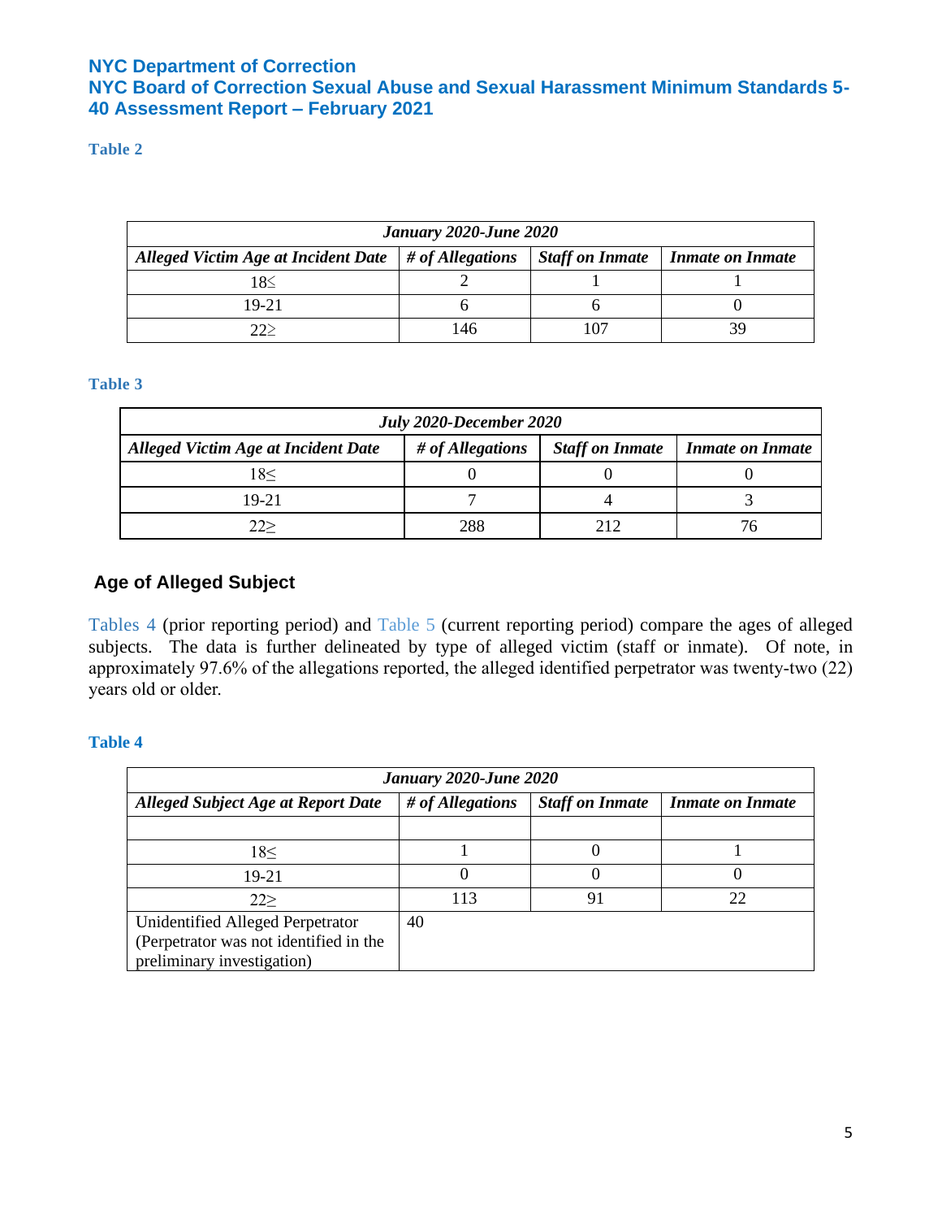**Table 2**

| *January 2020-June 2020* | | | |
|---|---|---|---|
| ***Alleged Victim Age at Incident Date*** | ***# of Allegations*** | ***Staff on Inmate*** | ***Inmate on Inmate*** |
| 18≤ | 2 | 1 | 1 |
| 19-21 | 6 | 6 | 0 |
| 22≥ | 146 | 107 | 39 |

**Table 3**

| *July 2020-December 2020* | | | |
|---|---|---|---|
| ***Alleged Victim Age at Incident Date*** | ***# of Allegations*** | ***Staff on Inmate*** | ***Inmate on Inmate*** |
| 18≤ | 0 | 0 | 0 |
| 19-21 | 7 | 4 | 3 |
| 22≥ | 288 | 212 | 76 |

## Age of Alleged Subject

Tables 4 (prior reporting period) and Table 5 (current reporting period) compare the ages of alleged subjects. The data is further delineated by type of alleged victim (staff or inmate). Of note, in approximately 97.6% of the allegations reported, the alleged identified perpetrator was twenty-two (22) years old or older.

**Table 4**

| *January 2020-June 2020* | | | |
|---|---|---|---|
| ***Alleged Subject Age at Report Date*** | ***# of Allegations*** | ***Staff on Inmate*** | ***Inmate on Inmate*** |
| | | | |
| 18≤ | 1 | 0 | 1 |
| 19-21 | 0 | 0 | 0 |
| 22≥ | 113 | 91 | 22 |
| Unidentified Alleged Perpetrator (Perpetrator was not identified in the preliminary investigation) | 40 | | |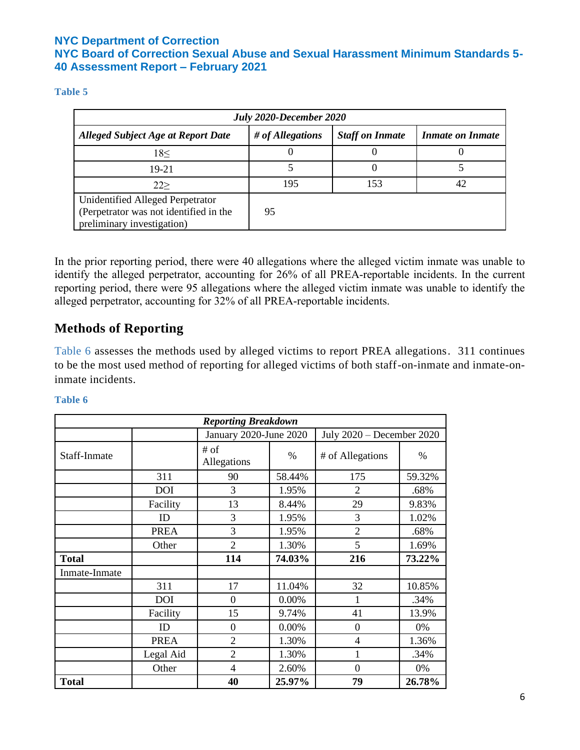**Table 5**

| *July 2020-December 2020* | | | |
|---|---|---|---|
| ***Alleged Subject Age at Report Date*** | ***# of Allegations*** | ***Staff on Inmate*** | ***Inmate on Inmate*** |
| 18≤ | 0 | 0 | 0 |
| 19-21 | 5 | 0 | 5 |
| 22≥ | 195 | 153 | 42 |
| Unidentified Alleged Perpetrator (Perpetrator was not identified in the preliminary investigation) | 95 | | |

In the prior reporting period, there were 40 allegations where the alleged victim inmate was unable to identify the alleged perpetrator, accounting for 26% of all PREA-reportable incidents. In the current reporting period, there were 95 allegations where the alleged victim inmate was unable to identify the alleged perpetrator, accounting for 32% of all PREA-reportable incidents.

## Methods of Reporting

Table 6 assesses the methods used by alleged victims to report PREA allegations. 311 continues to be the most used method of reporting for alleged victims of both staff-on-inmate and inmate-on-inmate incidents.

**Table 6**

| *Reporting Breakdown* | | | | | |
|---|---|---|---|---|---|
| | | January 2020-June 2020 | | July 2020 – December 2020 | |
| Staff-Inmate | | # of Allegations | % | # of Allegations | % |
| | 311 | 90 | 58.44% | 175 | 59.32% |
| | DOI | 3 | 1.95% | 2 | .68% |
| | Facility | 13 | 8.44% | 29 | 9.83% |
| | ID | 3 | 1.95% | 3 | 1.02% |
| | PREA | 3 | 1.95% | 2 | .68% |
| | Other | 2 | 1.30% | 5 | 1.69% |
| **Total** | | **114** | **74.03%** | **216** | **73.22%** |
| Inmate-Inmate | | | | | |
| | 311 | 17 | 11.04% | 32 | 10.85% |
| | DOI | 0 | 0.00% | 1 | .34% |
| | Facility | 15 | 9.74% | 41 | 13.9% |
| | ID | 0 | 0.00% | 0 | 0% |
| | PREA | 2 | 1.30% | 4 | 1.36% |
| | Legal Aid | 2 | 1.30% | 1 | .34% |
| | Other | 4 | 2.60% | 0 | 0% |
| **Total** | | **40** | **25.97%** | **79** | **26.78%** |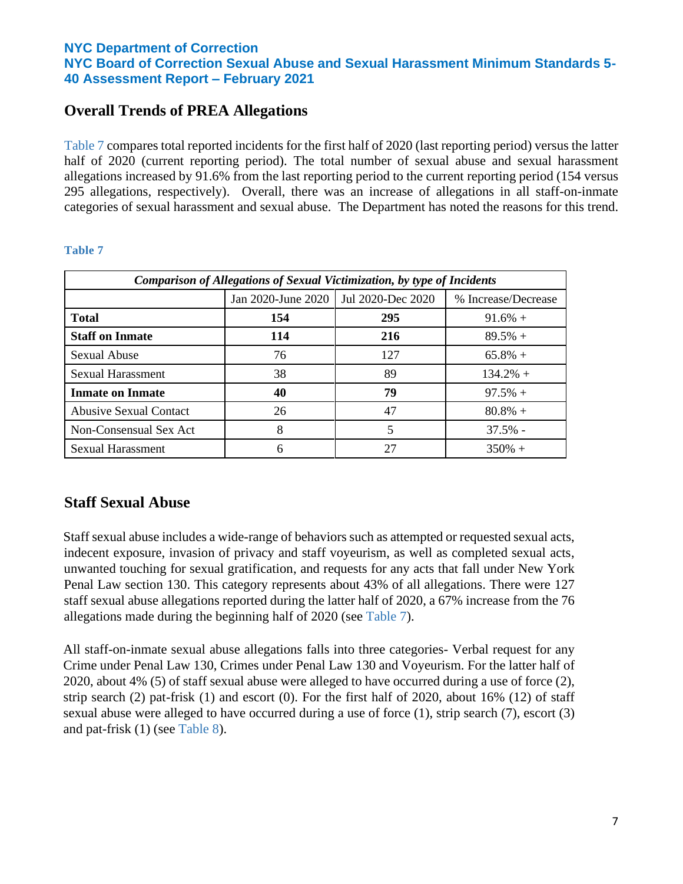## Overall Trends of PREA Allegations

Table 7 compares total reported incidents for the first half of 2020 (last reporting period) versus the latter half of 2020 (current reporting period). The total number of sexual abuse and sexual harassment allegations increased by 91.6% from the last reporting period to the current reporting period (154 versus 295 allegations, respectively). Overall, there was an increase of allegations in all staff-on-inmate categories of sexual harassment and sexual abuse. The Department has noted the reasons for this trend.

**Table 7**

| *Comparison of Allegations of Sexual Victimization, by type of Incidents* | | | |
|---|---|---|---|
| | Jan 2020-June 2020 | Jul 2020-Dec 2020 | % Increase/Decrease |
| **Total** | **154** | **295** | 91.6% + |
| **Staff on Inmate** | **114** | **216** | 89.5% + |
| Sexual Abuse | 76 | 127 | 65.8% + |
| Sexual Harassment | 38 | 89 | 134.2% + |
| **Inmate on Inmate** | **40** | **79** | 97.5% + |
| Abusive Sexual Contact | 26 | 47 | 80.8% + |
| Non-Consensual Sex Act | 8 | 5 | 37.5% - |
| Sexual Harassment | 6 | 27 | 350% + |

## Staff Sexual Abuse

Staff sexual abuse includes a wide-range of behaviors such as attempted or requested sexual acts, indecent exposure, invasion of privacy and staff voyeurism, as well as completed sexual acts, unwanted touching for sexual gratification, and requests for any acts that fall under New York Penal Law section 130. This category represents about 43% of all allegations. There were 127 staff sexual abuse allegations reported during the latter half of 2020, a 67% increase from the 76 allegations made during the beginning half of 2020 (see Table 7).

All staff-on-inmate sexual abuse allegations falls into three categories- Verbal request for any Crime under Penal Law 130, Crimes under Penal Law 130 and Voyeurism. For the latter half of 2020, about 4% (5) of staff sexual abuse were alleged to have occurred during a use of force (2), strip search (2) pat-frisk (1) and escort (0). For the first half of 2020, about 16% (12) of staff sexual abuse were alleged to have occurred during a use of force (1), strip search (7), escort (3) and pat-frisk (1) (see Table 8).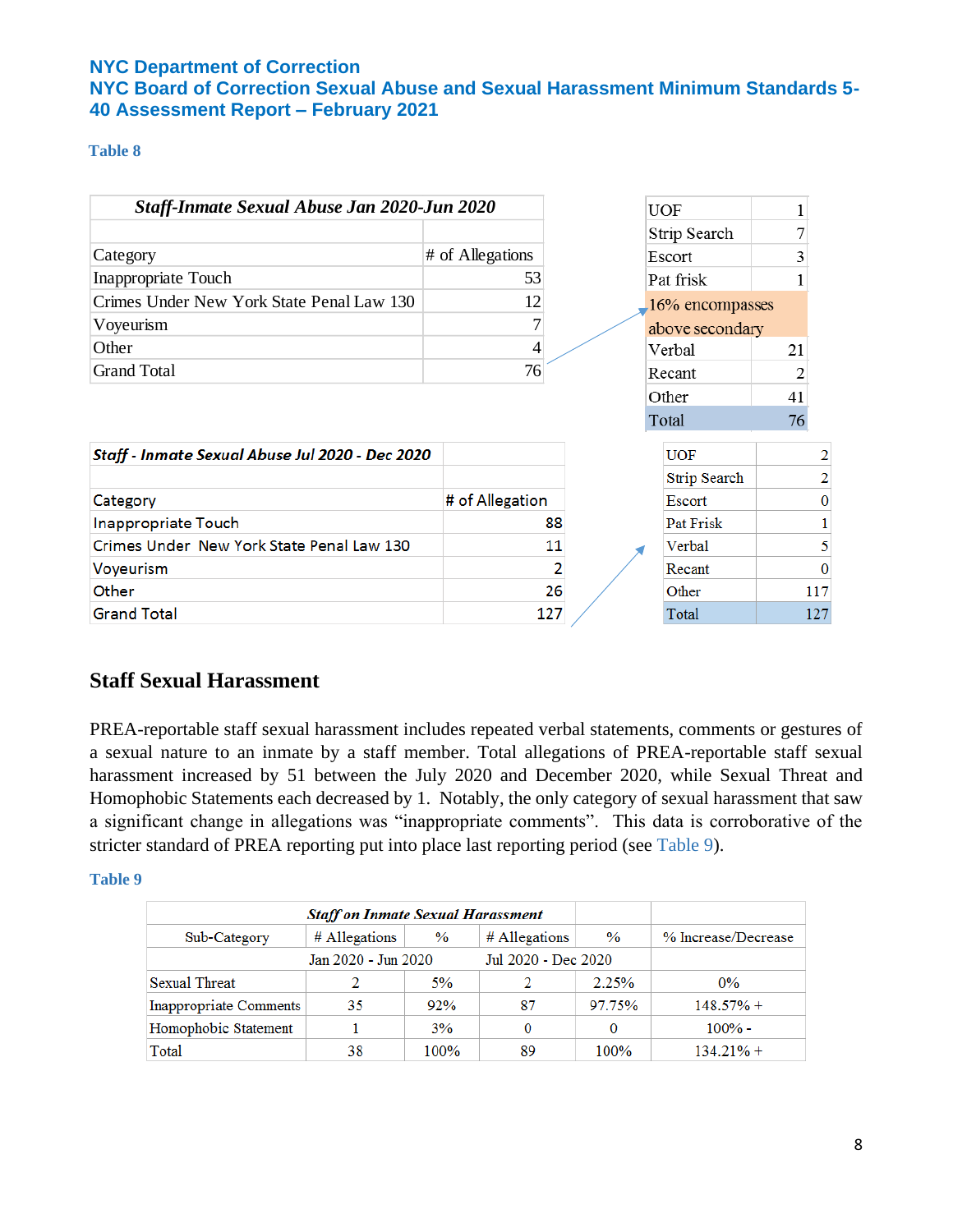**Table 8**

| *Staff-Inmate Sexual Abuse Jan 2020-Jun 2020* | |
|---|---|
| | |
| Category | # of Allegations |
| Inappropriate Touch | 53 |
| Crimes Under New York State Penal Law 130 | 12 |
| Voyeurism | 7 |
| Other | 4 |
| Grand Total | 76 |

| | |
|---|---|
| UOF | 1 |
| Strip Search | 7 |
| Escort | 3 |
| Pat frisk | 1 |
| 16% encompasses above secondary | |
| Verbal | 21 |
| Recant | 2 |
| Other | 41 |
| Total | 76 |

| *Staff - Inmate Sexual Abuse Jul 2020 - Dec 2020* | |
|---|---|
| | |
| Category | # of Allegation |
| Inappropriate Touch | 88 |
| Crimes Under New York State Penal Law 130 | 11 |
| Voyeurism | 2 |
| Other | 26 |
| Grand Total | 127 |

| | |
|---|---|
| UOF | 2 |
| Strip Search | 2 |
| Escort | 0 |
| Pat Frisk | 1 |
| Verbal | 5 |
| Recant | 0 |
| Other | 117 |
| Total | 127 |

## Staff Sexual Harassment

PREA-reportable staff sexual harassment includes repeated verbal statements, comments or gestures of a sexual nature to an inmate by a staff member. Total allegations of PREA-reportable staff sexual harassment increased by 51 between the July 2020 and December 2020, while Sexual Threat and Homophobic Statements each decreased by 1. Notably, the only category of sexual harassment that saw a significant change in allegations was "inappropriate comments". This data is corroborative of the stricter standard of PREA reporting put into place last reporting period (see Table 9).

**Table 9**

| *Staff on Inmate Sexual Harassment* | | | | | |
|---|---|---|---|---|---|
| Sub-Category | # Allegations | % | # Allegations | % | % Increase/Decrease |
| | Jan 2020 - Jun 2020 | | Jul 2020 - Dec 2020 | | |
| Sexual Threat | 2 | 5% | 2 | 2.25% | 0% |
| Inappropriate Comments | 35 | 92% | 87 | 97.75% | 148.57% + |
| Homophobic Statement | 1 | 3% | 0 | 0 | 100% - |
| Total | 38 | 100% | 89 | 100% | 134.21% + |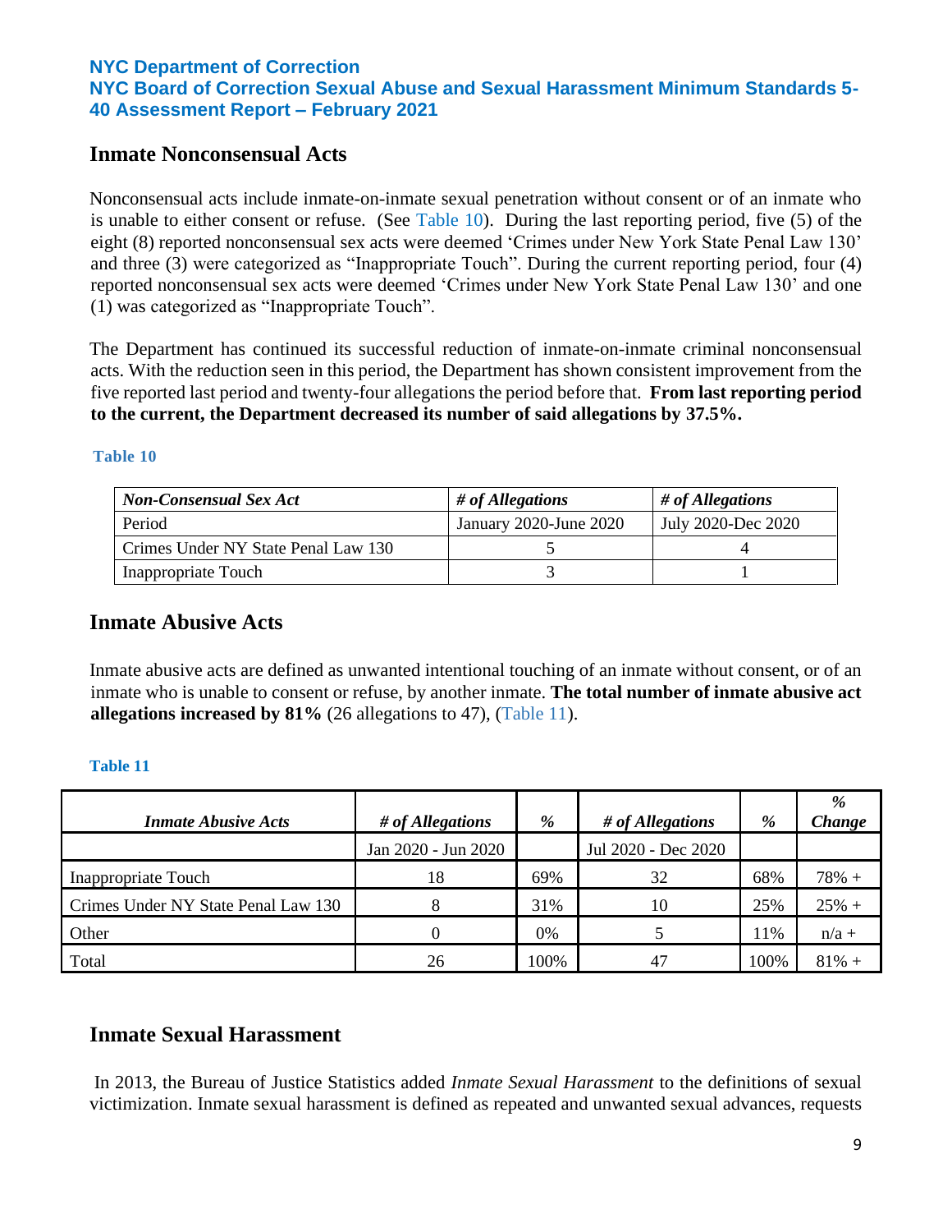## Inmate Nonconsensual Acts

Nonconsensual acts include inmate-on-inmate sexual penetration without consent or of an inmate who is unable to either consent or refuse. (See Table 10). During the last reporting period, five (5) of the eight (8) reported nonconsensual sex acts were deemed 'Crimes under New York State Penal Law 130' and three (3) were categorized as "Inappropriate Touch". During the current reporting period, four (4) reported nonconsensual sex acts were deemed 'Crimes under New York State Penal Law 130' and one (1) was categorized as "Inappropriate Touch".

The Department has continued its successful reduction of inmate-on-inmate criminal nonconsensual acts. With the reduction seen in this period, the Department has shown consistent improvement from the five reported last period and twenty-four allegations the period before that. **From last reporting period to the current, the Department decreased its number of said allegations by 37.5%.**

**Table 10**

| *Non-Consensual Sex Act* | *# of Allegations* | *# of Allegations* |
|---|---|---|
| Period | January 2020-June 2020 | July 2020-Dec 2020 |
| Crimes Under NY State Penal Law 130 | 5 | 4 |
| Inappropriate Touch | 3 | 1 |

## Inmate Abusive Acts

Inmate abusive acts are defined as unwanted intentional touching of an inmate without consent, or of an inmate who is unable to consent or refuse, by another inmate. **The total number of inmate abusive act allegations increased by 81%** (26 allegations to 47), (Table 11).

**Table 11**

| *Inmate Abusive Acts* | *# of Allegations* | *%* | *# of Allegations* | *%* | *% Change* |
|---|---|---|---|---|---|
| | Jan 2020 - Jun 2020 | | Jul 2020 - Dec 2020 | | |
| Inappropriate Touch | 18 | 69% | 32 | 68% | 78% + |
| Crimes Under NY State Penal Law 130 | 8 | 31% | 10 | 25% | 25% + |
| Other | 0 | 0% | 5 | 11% | n/a + |
| Total | 26 | 100% | 47 | 100% | 81% + |

## Inmate Sexual Harassment

In 2013, the Bureau of Justice Statistics added *Inmate Sexual Harassment* to the definitions of sexual victimization. Inmate sexual harassment is defined as repeated and unwanted sexual advances, requests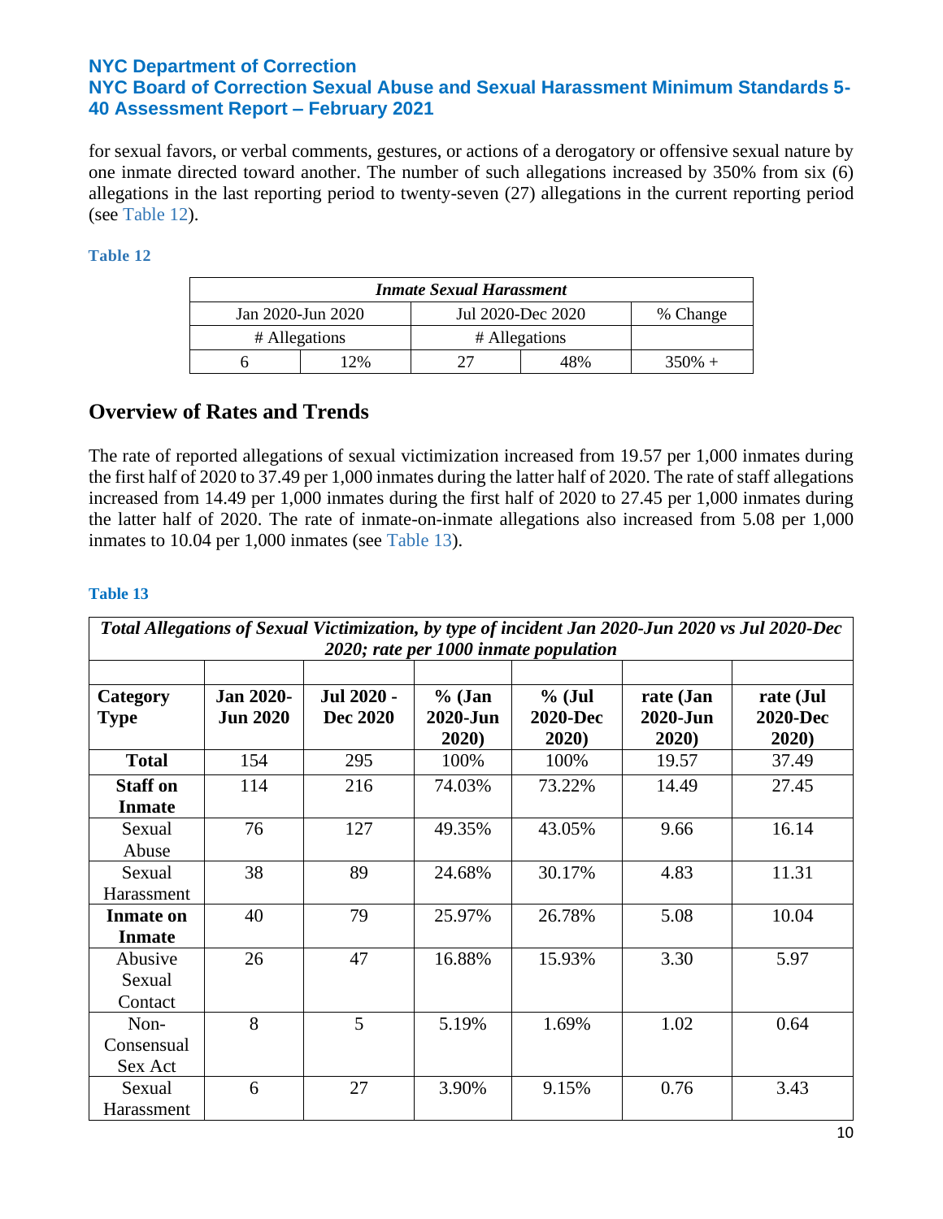for sexual favors, or verbal comments, gestures, or actions of a derogatory or offensive sexual nature by one inmate directed toward another. The number of such allegations increased by 350% from six (6) allegations in the last reporting period to twenty-seven (27) allegations in the current reporting period (see Table 12).

**Table 12**

| *Inmate Sexual Harassment* | | | | |
|---|---|---|---|---|
| Jan 2020-Jun 2020 | | Jul 2020-Dec 2020 | | % Change |
| # Allegations | | # Allegations | | |
| 6 | 12% | 27 | 48% | 350% + |

## Overview of Rates and Trends

The rate of reported allegations of sexual victimization increased from 19.57 per 1,000 inmates during the first half of 2020 to 37.49 per 1,000 inmates during the latter half of 2020. The rate of staff allegations increased from 14.49 per 1,000 inmates during the first half of 2020 to 27.45 per 1,000 inmates during the latter half of 2020. The rate of inmate-on-inmate allegations also increased from 5.08 per 1,000 inmates to 10.04 per 1,000 inmates (see Table 13).

**Table 13**

| *Total Allegations of Sexual Victimization, by type of incident Jan 2020-Jun 2020 vs Jul 2020-Dec 2020; rate per 1000 inmate population* | | | | | | |
|---|---|---|---|---|---|---|
| **Category Type** | **Jan 2020-Jun 2020** | **Jul 2020 - Dec 2020** | **% (Jan 2020-Jun 2020)** | **% (Jul 2020-Dec 2020)** | **rate (Jan 2020-Jun 2020)** | **rate (Jul 2020-Dec 2020)** |
| **Total** | 154 | 295 | 100% | 100% | 19.57 | 37.49 |
| **Staff on Inmate** | 114 | 216 | 74.03% | 73.22% | 14.49 | 27.45 |
| Sexual Abuse | 76 | 127 | 49.35% | 43.05% | 9.66 | 16.14 |
| Sexual Harassment | 38 | 89 | 24.68% | 30.17% | 4.83 | 11.31 |
| **Inmate on Inmate** | 40 | 79 | 25.97% | 26.78% | 5.08 | 10.04 |
| Abusive Sexual Contact | 26 | 47 | 16.88% | 15.93% | 3.30 | 5.97 |
| Non-Consensual Sex Act | 8 | 5 | 5.19% | 1.69% | 1.02 | 0.64 |
| Sexual Harassment | 6 | 27 | 3.90% | 9.15% | 0.76 | 3.43 |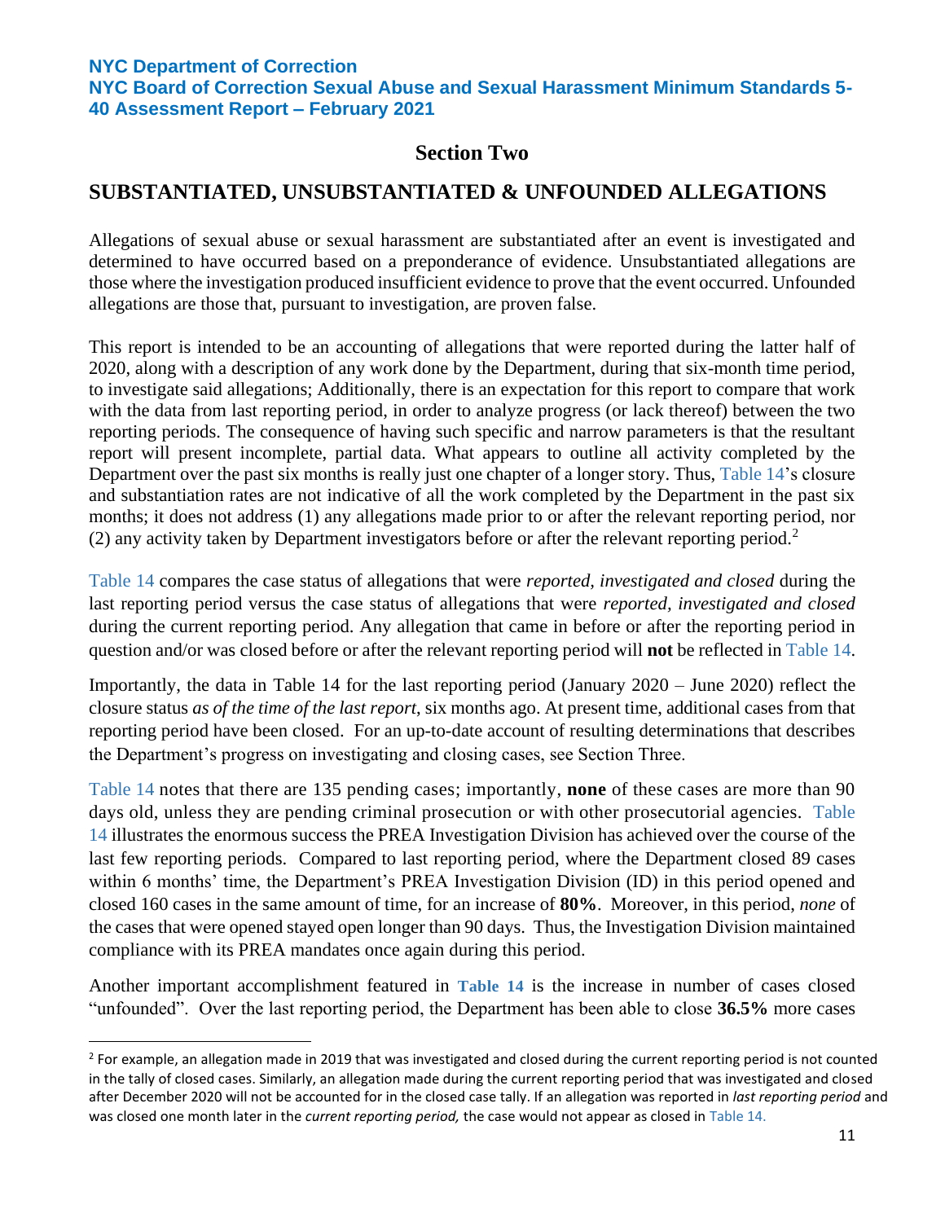## Section Two

## SUBSTANTIATED, UNSUBSTANTIATED & UNFOUNDED ALLEGATIONS

Allegations of sexual abuse or sexual harassment are substantiated after an event is investigated and determined to have occurred based on a preponderance of evidence. Unsubstantiated allegations are those where the investigation produced insufficient evidence to prove that the event occurred. Unfounded allegations are those that, pursuant to investigation, are proven false.

This report is intended to be an accounting of allegations that were reported during the latter half of 2020, along with a description of any work done by the Department, during that six-month time period, to investigate said allegations; Additionally, there is an expectation for this report to compare that work with the data from last reporting period, in order to analyze progress (or lack thereof) between the two reporting periods. The consequence of having such specific and narrow parameters is that the resultant report will present incomplete, partial data. What appears to outline all activity completed by the Department over the past six months is really just one chapter of a longer story. Thus, Table 14's closure and substantiation rates are not indicative of all the work completed by the Department in the past six months; it does not address (1) any allegations made prior to or after the relevant reporting period, nor (2) any activity taken by Department investigators before or after the relevant reporting period.[2]

Table 14 compares the case status of allegations that were *reported, investigated and closed* during the last reporting period versus the case status of allegations that were *reported, investigated and closed* during the current reporting period. Any allegation that came in before or after the reporting period in question and/or was closed before or after the relevant reporting period will **not** be reflected in Table 14.

Importantly, the data in Table 14 for the last reporting period (January 2020 – June 2020) reflect the closure status *as of the time of the last report*, six months ago. At present time, additional cases from that reporting period have been closed. For an up-to-date account of resulting determinations that describes the Department's progress on investigating and closing cases, see Section Three.

Table 14 notes that there are 135 pending cases; importantly, **none** of these cases are more than 90 days old, unless they are pending criminal prosecution or with other prosecutorial agencies. Table 14 illustrates the enormous success the PREA Investigation Division has achieved over the course of the last few reporting periods. Compared to last reporting period, where the Department closed 89 cases within 6 months' time, the Department's PREA Investigation Division (ID) in this period opened and closed 160 cases in the same amount of time, for an increase of **80%**. Moreover, in this period, *none* of the cases that were opened stayed open longer than 90 days. Thus, the Investigation Division maintained compliance with its PREA mandates once again during this period.

Another important accomplishment featured in **Table 14** is the increase in number of cases closed "unfounded". Over the last reporting period, the Department has been able to close **36.5%** more cases

[2] For example, an allegation made in 2019 that was investigated and closed during the current reporting period is not counted in the tally of closed cases. Similarly, an allegation made during the current reporting period that was investigated and closed after December 2020 will not be accounted for in the closed case tally. If an allegation was reported in *last reporting period* and was closed one month later in the *current reporting period,* the case would not appear as closed in Table 14.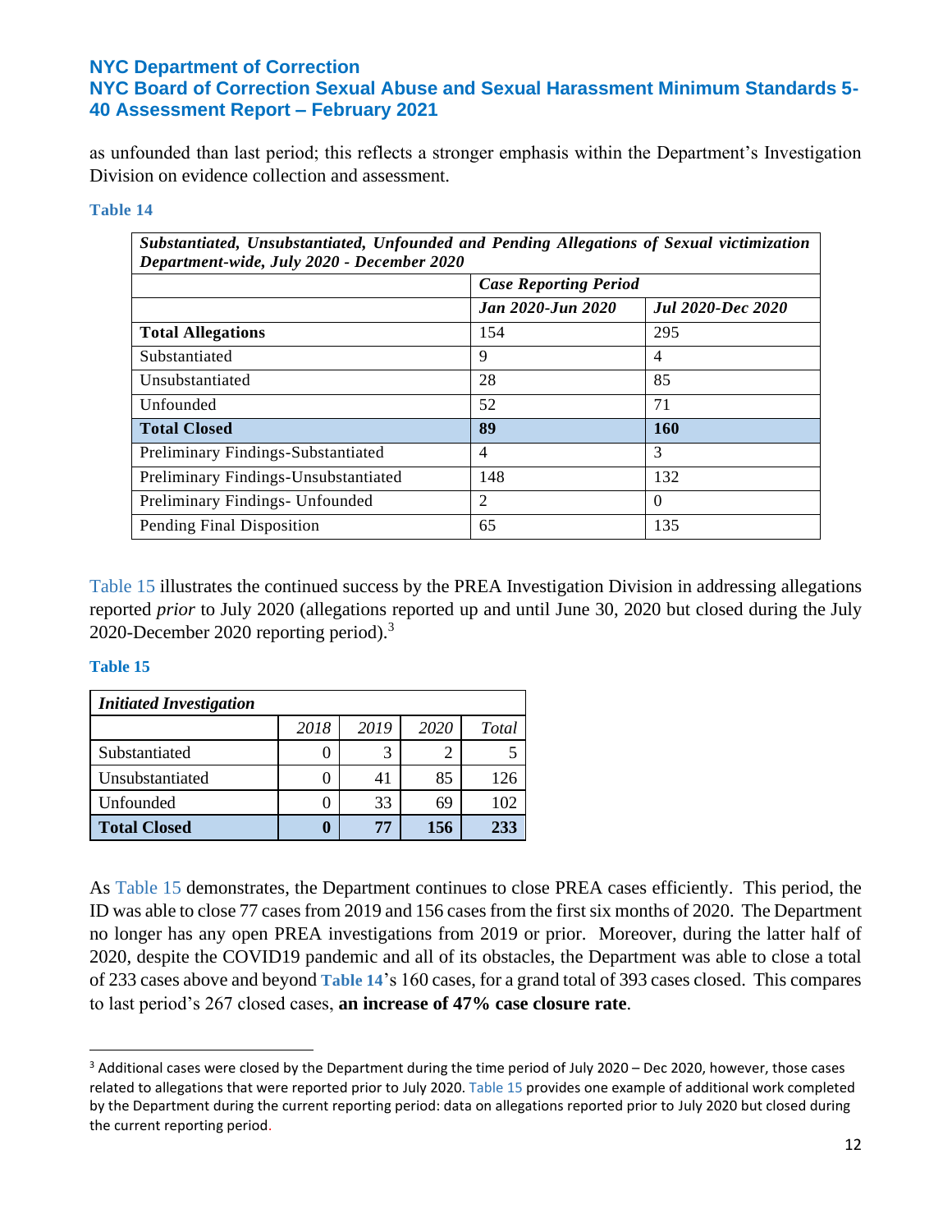as unfounded than last period; this reflects a stronger emphasis within the Department's Investigation Division on evidence collection and assessment.

**Table 14**

| *Substantiated, Unsubstantiated, Unfounded and Pending Allegations of Sexual victimization Department-wide, July 2020 - December 2020* | | |
|---|---|---|
| | ***Case Reporting Period*** | |
| | ***Jan 2020-Jun 2020*** | ***Jul 2020-Dec 2020*** |
| **Total Allegations** | 154 | 295 |
| Substantiated | 9 | 4 |
| Unsubstantiated | 28 | 85 |
| Unfounded | 52 | 71 |
| **Total Closed** | **89** | **160** |
| Preliminary Findings-Substantiated | 4 | 3 |
| Preliminary Findings-Unsubstantiated | 148 | 132 |
| Preliminary Findings- Unfounded | 2 | 0 |
| Pending Final Disposition | 65 | 135 |

Table 15 illustrates the continued success by the PREA Investigation Division in addressing allegations reported *prior* to July 2020 (allegations reported up and until June 30, 2020 but closed during the July 2020-December 2020 reporting period).[3]

**Table 15**

| *Initiated Investigation* | | | | |
|---|---|---|---|---|
| | *2018* | *2019* | *2020* | *Total* |
| Substantiated | 0 | 3 | 2 | 5 |
| Unsubstantiated | 0 | 41 | 85 | 126 |
| Unfounded | 0 | 33 | 69 | 102 |
| **Total Closed** | **0** | **77** | **156** | **233** |

As Table 15 demonstrates, the Department continues to close PREA cases efficiently. This period, the ID was able to close 77 cases from 2019 and 156 cases from the first six months of 2020. The Department no longer has any open PREA investigations from 2019 or prior. Moreover, during the latter half of 2020, despite the COVID19 pandemic and all of its obstacles, the Department was able to close a total of 233 cases above and beyond **Table 14**'s 160 cases, for a grand total of 393 cases closed. This compares to last period's 267 closed cases, **an increase of 47% case closure rate**.

[3] Additional cases were closed by the Department during the time period of July 2020 – Dec 2020, however, those cases related to allegations that were reported prior to July 2020. Table 15 provides one example of additional work completed by the Department during the current reporting period: data on allegations reported prior to July 2020 but closed during the current reporting period.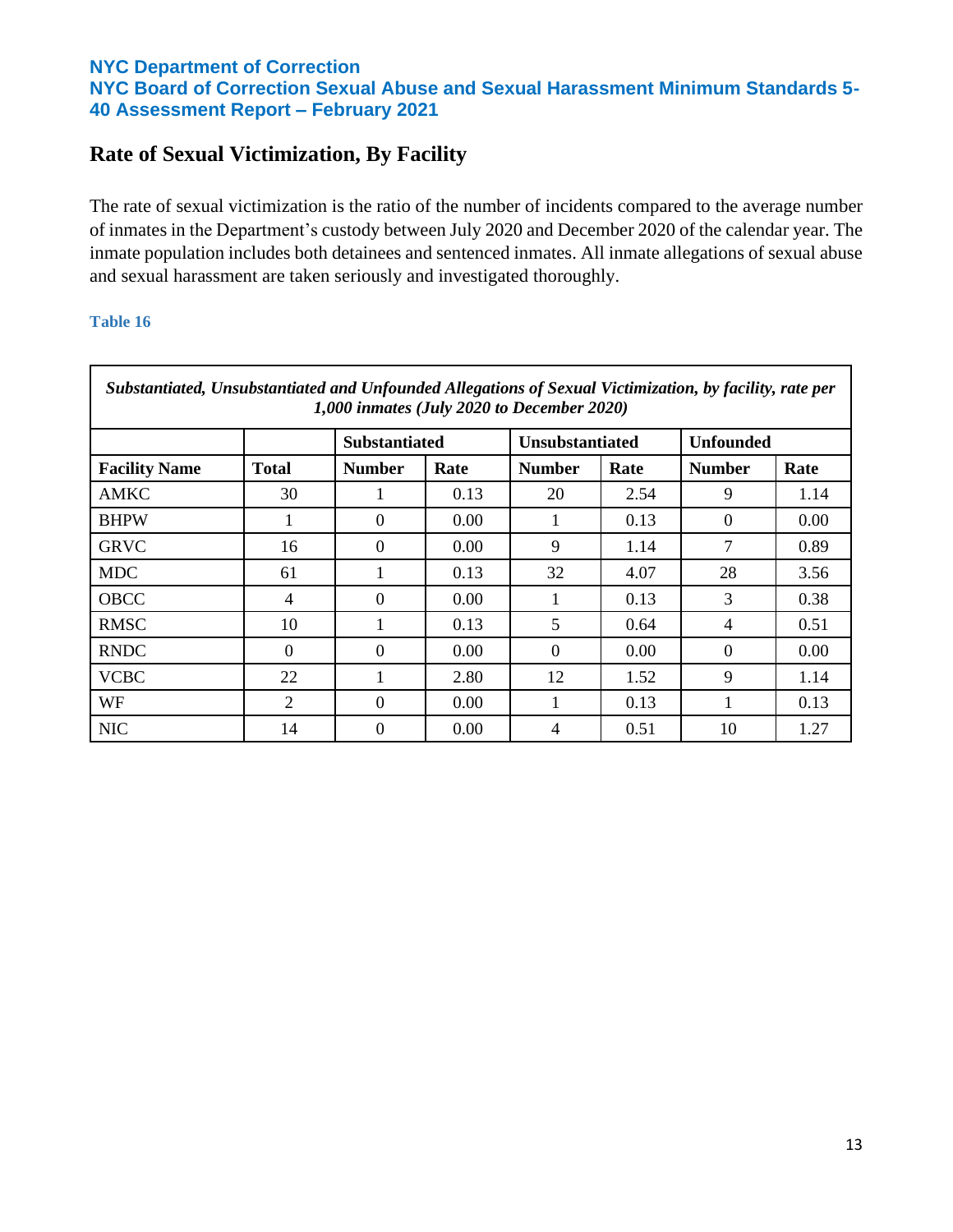## Rate of Sexual Victimization, By Facility

The rate of sexual victimization is the ratio of the number of incidents compared to the average number of inmates in the Department's custody between July 2020 and December 2020 of the calendar year. The inmate population includes both detainees and sentenced inmates. All inmate allegations of sexual abuse and sexual harassment are taken seriously and investigated thoroughly.

**Table 16**

***Substantiated, Unsubstantiated and Unfounded Allegations of Sexual Victimization, by facility, rate per 1,000 inmates (July 2020 to December 2020)***

| | | Substantiated | | Unsubstantiated | | Unfounded | |
|---|---|---|---|---|---|---|---|
| **Facility Name** | **Total** | **Number** | **Rate** | **Number** | **Rate** | **Number** | **Rate** |
| AMKC | 30 | 1 | 0.13 | 20 | 2.54 | 9 | 1.14 |
| BHPW | 1 | 0 | 0.00 | 1 | 0.13 | 0 | 0.00 |
| GRVC | 16 | 0 | 0.00 | 9 | 1.14 | 7 | 0.89 |
| MDC | 61 | 1 | 0.13 | 32 | 4.07 | 28 | 3.56 |
| OBCC | 4 | 0 | 0.00 | 1 | 0.13 | 3 | 0.38 |
| RMSC | 10 | 1 | 0.13 | 5 | 0.64 | 4 | 0.51 |
| RNDC | 0 | 0 | 0.00 | 0 | 0.00 | 0 | 0.00 |
| VCBC | 22 | 1 | 2.80 | 12 | 1.52 | 9 | 1.14 |
| WF | 2 | 0 | 0.00 | 1 | 0.13 | 1 | 0.13 |
| NIC | 14 | 0 | 0.00 | 4 | 0.51 | 10 | 1.27 |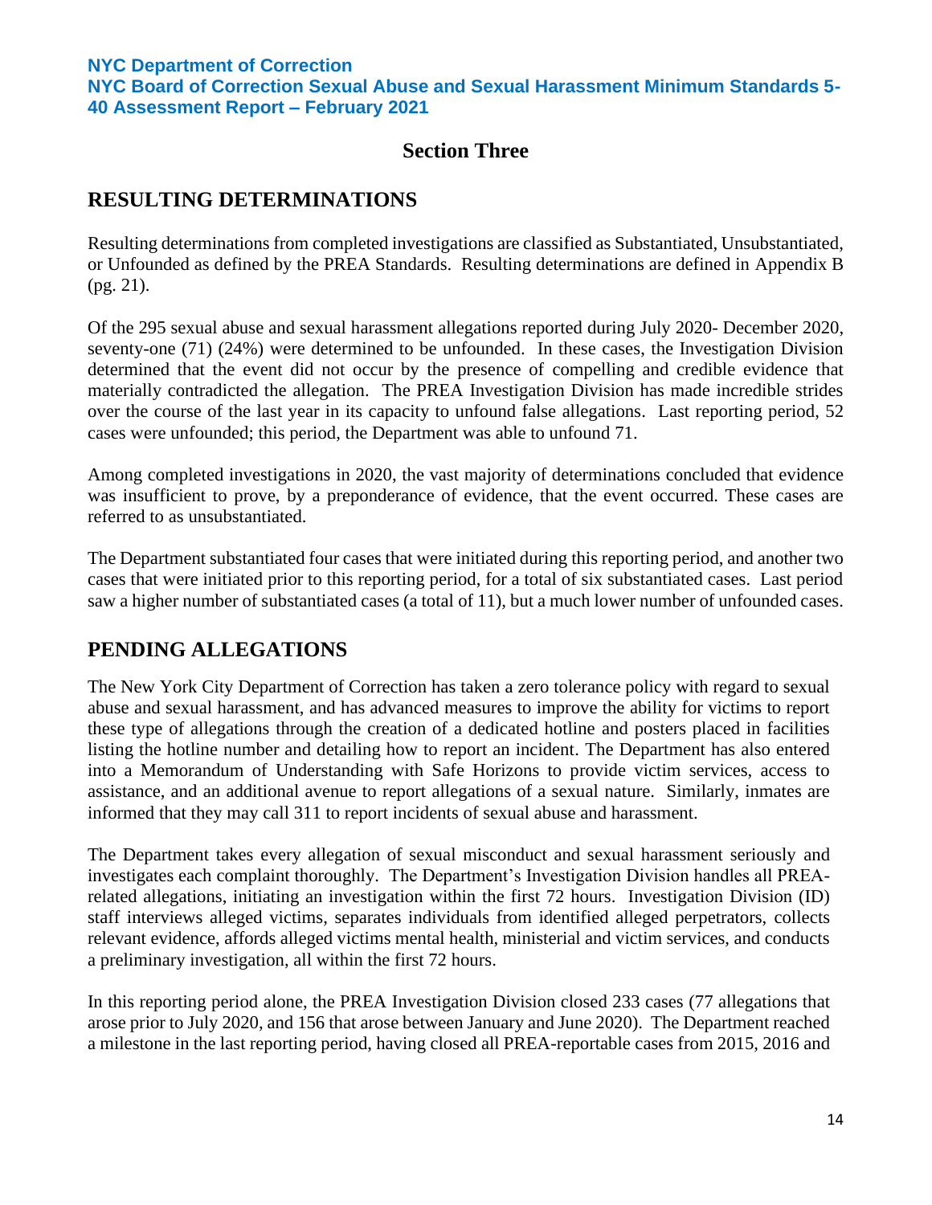## Section Three

## RESULTING DETERMINATIONS

Resulting determinations from completed investigations are classified as Substantiated, Unsubstantiated, or Unfounded as defined by the PREA Standards. Resulting determinations are defined in Appendix B (pg. 21).

Of the 295 sexual abuse and sexual harassment allegations reported during July 2020- December 2020, seventy-one (71) (24%) were determined to be unfounded. In these cases, the Investigation Division determined that the event did not occur by the presence of compelling and credible evidence that materially contradicted the allegation. The PREA Investigation Division has made incredible strides over the course of the last year in its capacity to unfound false allegations. Last reporting period, 52 cases were unfounded; this period, the Department was able to unfound 71.

Among completed investigations in 2020, the vast majority of determinations concluded that evidence was insufficient to prove, by a preponderance of evidence, that the event occurred. These cases are referred to as unsubstantiated.

The Department substantiated four cases that were initiated during this reporting period, and another two cases that were initiated prior to this reporting period, for a total of six substantiated cases. Last period saw a higher number of substantiated cases (a total of 11), but a much lower number of unfounded cases.

## PENDING ALLEGATIONS

The New York City Department of Correction has taken a zero tolerance policy with regard to sexual abuse and sexual harassment, and has advanced measures to improve the ability for victims to report these type of allegations through the creation of a dedicated hotline and posters placed in facilities listing the hotline number and detailing how to report an incident. The Department has also entered into a Memorandum of Understanding with Safe Horizons to provide victim services, access to assistance, and an additional avenue to report allegations of a sexual nature. Similarly, inmates are informed that they may call 311 to report incidents of sexual abuse and harassment.

The Department takes every allegation of sexual misconduct and sexual harassment seriously and investigates each complaint thoroughly. The Department's Investigation Division handles all PREA-related allegations, initiating an investigation within the first 72 hours. Investigation Division (ID) staff interviews alleged victims, separates individuals from identified alleged perpetrators, collects relevant evidence, affords alleged victims mental health, ministerial and victim services, and conducts a preliminary investigation, all within the first 72 hours.

In this reporting period alone, the PREA Investigation Division closed 233 cases (77 allegations that arose prior to July 2020, and 156 that arose between January and June 2020). The Department reached a milestone in the last reporting period, having closed all PREA-reportable cases from 2015, 2016 and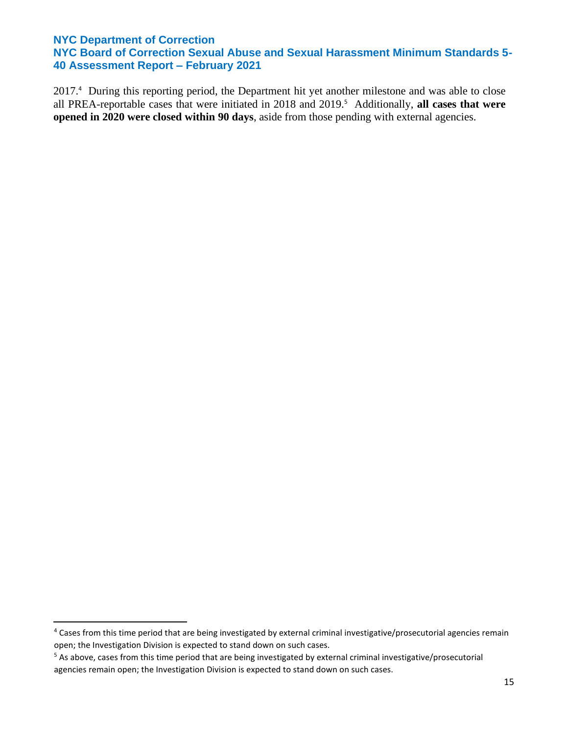2017.[4] During this reporting period, the Department hit yet another milestone and was able to close all PREA-reportable cases that were initiated in 2018 and 2019.[5] Additionally, **all cases that were opened in 2020 were closed within 90 days**, aside from those pending with external agencies.

[4] Cases from this time period that are being investigated by external criminal investigative/prosecutorial agencies remain open; the Investigation Division is expected to stand down on such cases.

[5] As above, cases from this time period that are being investigated by external criminal investigative/prosecutorial agencies remain open; the Investigation Division is expected to stand down on such cases.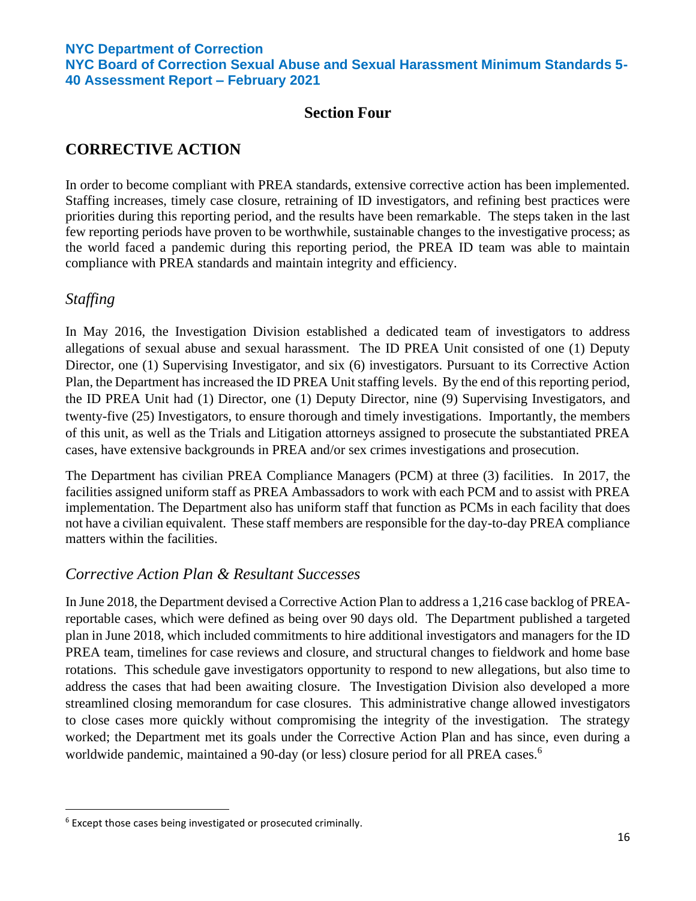## Section Four

## CORRECTIVE ACTION

In order to become compliant with PREA standards, extensive corrective action has been implemented. Staffing increases, timely case closure, retraining of ID investigators, and refining best practices were priorities during this reporting period, and the results have been remarkable. The steps taken in the last few reporting periods have proven to be worthwhile, sustainable changes to the investigative process; as the world faced a pandemic during this reporting period, the PREA ID team was able to maintain compliance with PREA standards and maintain integrity and efficiency.

### *Staffing*

In May 2016, the Investigation Division established a dedicated team of investigators to address allegations of sexual abuse and sexual harassment. The ID PREA Unit consisted of one (1) Deputy Director, one (1) Supervising Investigator, and six (6) investigators. Pursuant to its Corrective Action Plan, the Department has increased the ID PREA Unit staffing levels. By the end of this reporting period, the ID PREA Unit had (1) Director, one (1) Deputy Director, nine (9) Supervising Investigators, and twenty-five (25) Investigators, to ensure thorough and timely investigations. Importantly, the members of this unit, as well as the Trials and Litigation attorneys assigned to prosecute the substantiated PREA cases, have extensive backgrounds in PREA and/or sex crimes investigations and prosecution.

The Department has civilian PREA Compliance Managers (PCM) at three (3) facilities. In 2017, the facilities assigned uniform staff as PREA Ambassadors to work with each PCM and to assist with PREA implementation. The Department also has uniform staff that function as PCMs in each facility that does not have a civilian equivalent. These staff members are responsible for the day-to-day PREA compliance matters within the facilities.

### *Corrective Action Plan & Resultant Successes*

In June 2018, the Department devised a Corrective Action Plan to address a 1,216 case backlog of PREA-reportable cases, which were defined as being over 90 days old. The Department published a targeted plan in June 2018, which included commitments to hire additional investigators and managers for the ID PREA team, timelines for case reviews and closure, and structural changes to fieldwork and home base rotations. This schedule gave investigators opportunity to respond to new allegations, but also time to address the cases that had been awaiting closure. The Investigation Division also developed a more streamlined closing memorandum for case closures. This administrative change allowed investigators to close cases more quickly without compromising the integrity of the investigation. The strategy worked; the Department met its goals under the Corrective Action Plan and has since, even during a worldwide pandemic, maintained a 90-day (or less) closure period for all PREA cases.[6]

[6] Except those cases being investigated or prosecuted criminally.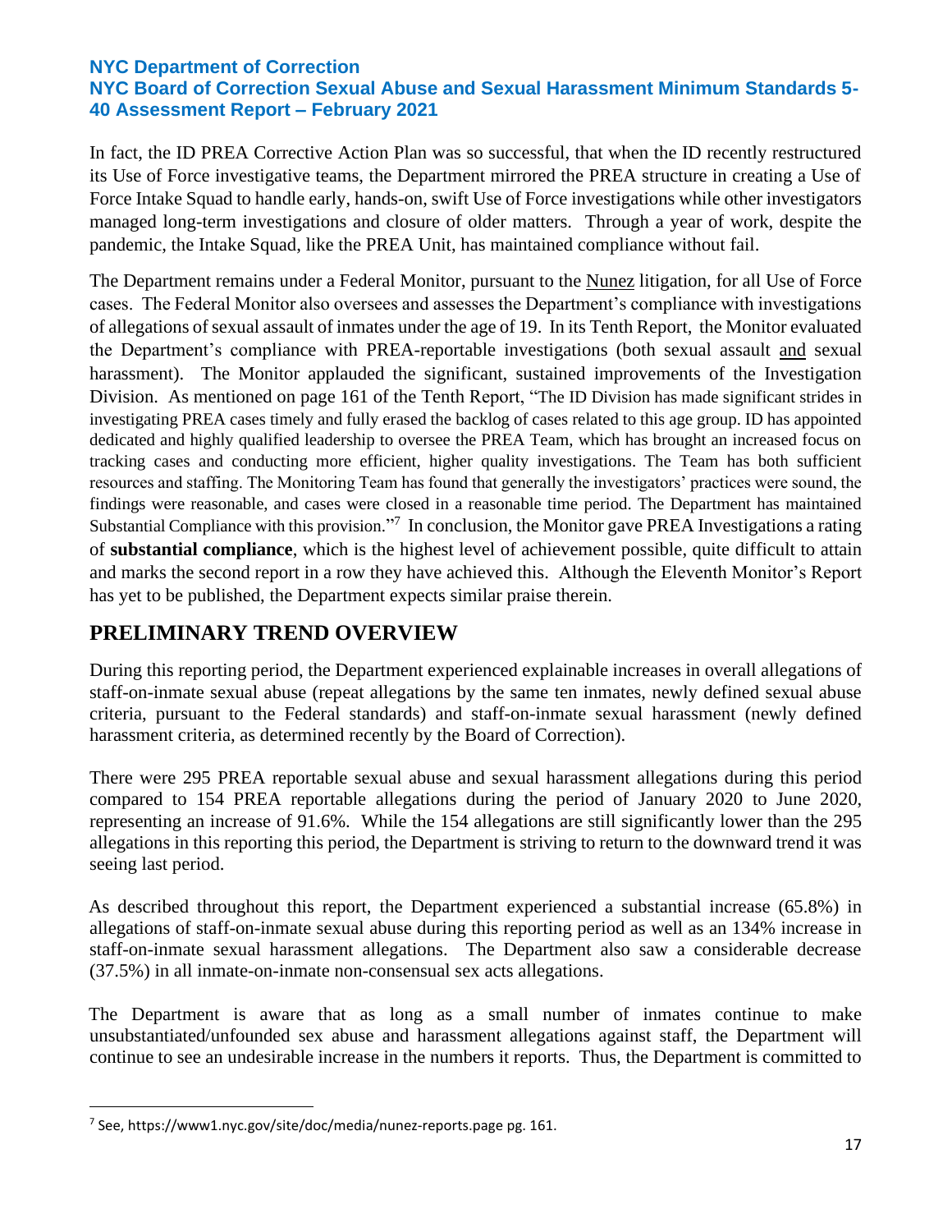In fact, the ID PREA Corrective Action Plan was so successful, that when the ID recently restructured its Use of Force investigative teams, the Department mirrored the PREA structure in creating a Use of Force Intake Squad to handle early, hands-on, swift Use of Force investigations while other investigators managed long-term investigations and closure of older matters. Through a year of work, despite the pandemic, the Intake Squad, like the PREA Unit, has maintained compliance without fail.

The Department remains under a Federal Monitor, pursuant to the Nunez litigation, for all Use of Force cases. The Federal Monitor also oversees and assesses the Department's compliance with investigations of allegations of sexual assault of inmates under the age of 19. In its Tenth Report, the Monitor evaluated the Department's compliance with PREA-reportable investigations (both sexual assault and sexual harassment). The Monitor applauded the significant, sustained improvements of the Investigation Division. As mentioned on page 161 of the Tenth Report, "The ID Division has made significant strides in investigating PREA cases timely and fully erased the backlog of cases related to this age group. ID has appointed dedicated and highly qualified leadership to oversee the PREA Team, which has brought an increased focus on tracking cases and conducting more efficient, higher quality investigations. The Team has both sufficient resources and staffing. The Monitoring Team has found that generally the investigators' practices were sound, the findings were reasonable, and cases were closed in a reasonable time period. The Department has maintained Substantial Compliance with this provision."[7] In conclusion, the Monitor gave PREA Investigations a rating of **substantial compliance**, which is the highest level of achievement possible, quite difficult to attain and marks the second report in a row they have achieved this. Although the Eleventh Monitor's Report has yet to be published, the Department expects similar praise therein.

## PRELIMINARY TREND OVERVIEW

During this reporting period, the Department experienced explainable increases in overall allegations of staff-on-inmate sexual abuse (repeat allegations by the same ten inmates, newly defined sexual abuse criteria, pursuant to the Federal standards) and staff-on-inmate sexual harassment (newly defined harassment criteria, as determined recently by the Board of Correction).

There were 295 PREA reportable sexual abuse and sexual harassment allegations during this period compared to 154 PREA reportable allegations during the period of January 2020 to June 2020, representing an increase of 91.6%. While the 154 allegations are still significantly lower than the 295 allegations in this reporting this period, the Department is striving to return to the downward trend it was seeing last period.

As described throughout this report, the Department experienced a substantial increase (65.8%) in allegations of staff-on-inmate sexual abuse during this reporting period as well as an 134% increase in staff-on-inmate sexual harassment allegations. The Department also saw a considerable decrease (37.5%) in all inmate-on-inmate non-consensual sex acts allegations.

The Department is aware that as long as a small number of inmates continue to make unsubstantiated/unfounded sex abuse and harassment allegations against staff, the Department will continue to see an undesirable increase in the numbers it reports. Thus, the Department is committed to

---

[7] See, https://www1.nyc.gov/site/doc/media/nunez-reports.page pg. 161.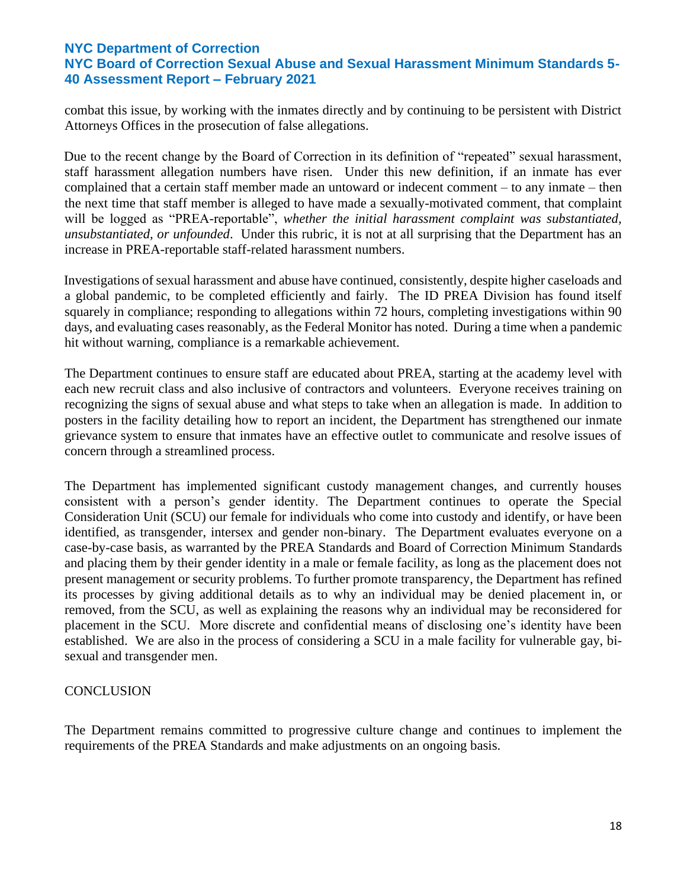combat this issue, by working with the inmates directly and by continuing to be persistent with District Attorneys Offices in the prosecution of false allegations.

Due to the recent change by the Board of Correction in its definition of "repeated" sexual harassment, staff harassment allegation numbers have risen. Under this new definition, if an inmate has ever complained that a certain staff member made an untoward or indecent comment – to any inmate – then the next time that staff member is alleged to have made a sexually-motivated comment, that complaint will be logged as "PREA-reportable", *whether the initial harassment complaint was substantiated, unsubstantiated, or unfounded*. Under this rubric, it is not at all surprising that the Department has an increase in PREA-reportable staff-related harassment numbers.

Investigations of sexual harassment and abuse have continued, consistently, despite higher caseloads and a global pandemic, to be completed efficiently and fairly. The ID PREA Division has found itself squarely in compliance; responding to allegations within 72 hours, completing investigations within 90 days, and evaluating cases reasonably, as the Federal Monitor has noted. During a time when a pandemic hit without warning, compliance is a remarkable achievement.

The Department continues to ensure staff are educated about PREA, starting at the academy level with each new recruit class and also inclusive of contractors and volunteers. Everyone receives training on recognizing the signs of sexual abuse and what steps to take when an allegation is made. In addition to posters in the facility detailing how to report an incident, the Department has strengthened our inmate grievance system to ensure that inmates have an effective outlet to communicate and resolve issues of concern through a streamlined process.

The Department has implemented significant custody management changes, and currently houses consistent with a person's gender identity. The Department continues to operate the Special Consideration Unit (SCU) our female for individuals who come into custody and identify, or have been identified, as transgender, intersex and gender non-binary. The Department evaluates everyone on a case-by-case basis, as warranted by the PREA Standards and Board of Correction Minimum Standards and placing them by their gender identity in a male or female facility, as long as the placement does not present management or security problems. To further promote transparency, the Department has refined its processes by giving additional details as to why an individual may be denied placement in, or removed, from the SCU, as well as explaining the reasons why an individual may be reconsidered for placement in the SCU. More discrete and confidential means of disclosing one's identity have been established. We are also in the process of considering a SCU in a male facility for vulnerable gay, bi-sexual and transgender men.

## CONCLUSION

The Department remains committed to progressive culture change and continues to implement the requirements of the PREA Standards and make adjustments on an ongoing basis.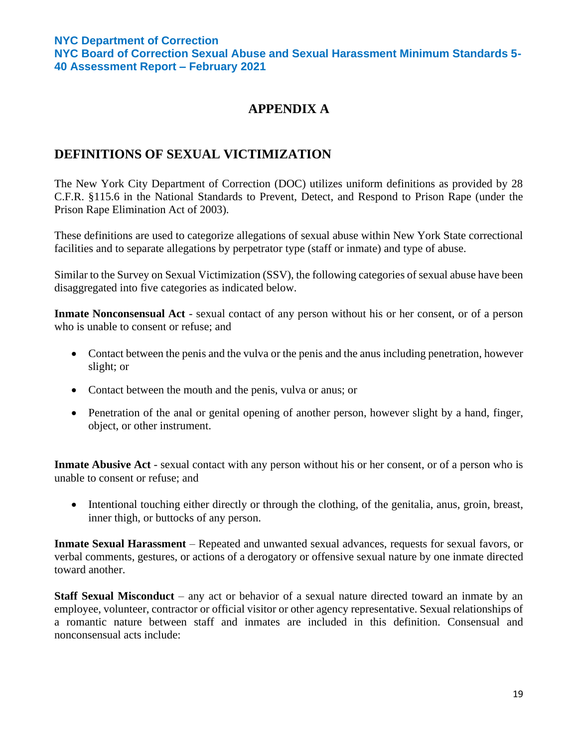# APPENDIX A

## DEFINITIONS OF SEXUAL VICTIMIZATION

The New York City Department of Correction (DOC) utilizes uniform definitions as provided by 28 C.F.R. §115.6 in the National Standards to Prevent, Detect, and Respond to Prison Rape (under the Prison Rape Elimination Act of 2003).

These definitions are used to categorize allegations of sexual abuse within New York State correctional facilities and to separate allegations by perpetrator type (staff or inmate) and type of abuse.

Similar to the Survey on Sexual Victimization (SSV), the following categories of sexual abuse have been disaggregated into five categories as indicated below.

**Inmate Nonconsensual Act** - sexual contact of any person without his or her consent, or of a person who is unable to consent or refuse; and

- Contact between the penis and the vulva or the penis and the anus including penetration, however slight; or
- Contact between the mouth and the penis, vulva or anus; or
- Penetration of the anal or genital opening of another person, however slight by a hand, finger, object, or other instrument.

**Inmate Abusive Act** - sexual contact with any person without his or her consent, or of a person who is unable to consent or refuse; and

- Intentional touching either directly or through the clothing, of the genitalia, anus, groin, breast, inner thigh, or buttocks of any person.

**Inmate Sexual Harassment** – Repeated and unwanted sexual advances, requests for sexual favors, or verbal comments, gestures, or actions of a derogatory or offensive sexual nature by one inmate directed toward another.

**Staff Sexual Misconduct** – any act or behavior of a sexual nature directed toward an inmate by an employee, volunteer, contractor or official visitor or other agency representative. Sexual relationships of a romantic nature between staff and inmates are included in this definition. Consensual and nonconsensual acts include: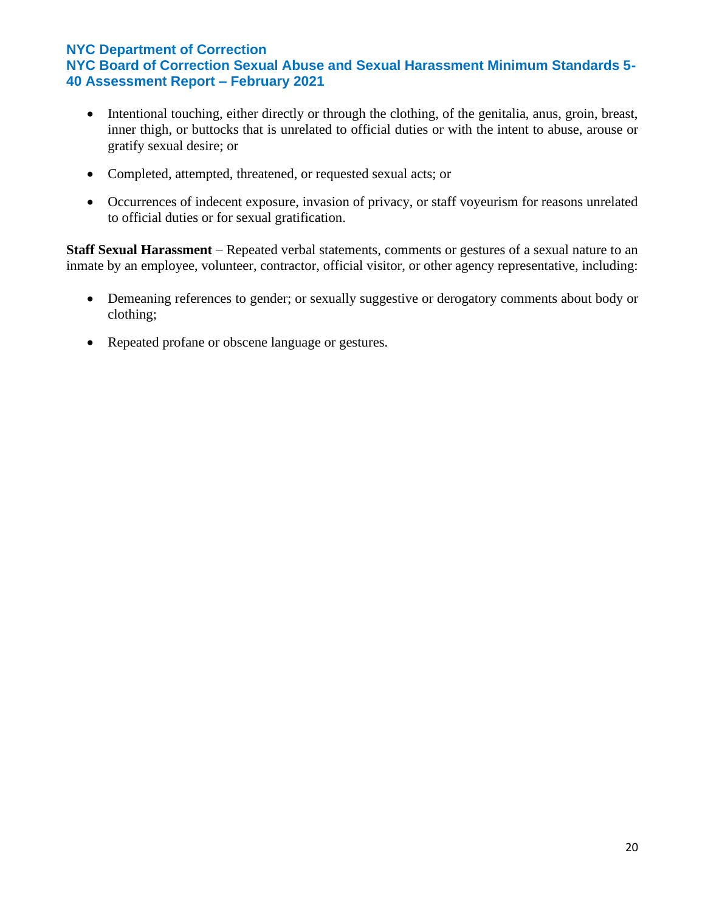- Intentional touching, either directly or through the clothing, of the genitalia, anus, groin, breast, inner thigh, or buttocks that is unrelated to official duties or with the intent to abuse, arouse or gratify sexual desire; or

- Completed, attempted, threatened, or requested sexual acts; or

- Occurrences of indecent exposure, invasion of privacy, or staff voyeurism for reasons unrelated to official duties or for sexual gratification.

**Staff Sexual Harassment** – Repeated verbal statements, comments or gestures of a sexual nature to an inmate by an employee, volunteer, contractor, official visitor, or other agency representative, including:

- Demeaning references to gender; or sexually suggestive or derogatory comments about body or clothing;

- Repeated profane or obscene language or gestures.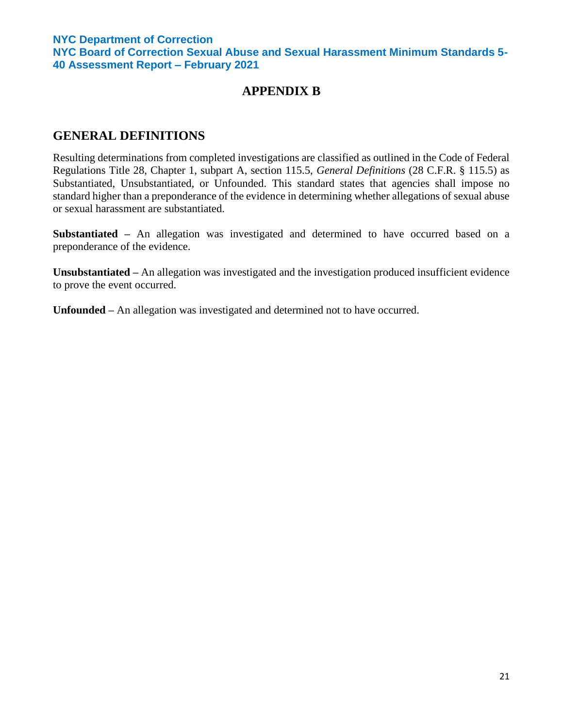# APPENDIX B

## GENERAL DEFINITIONS

Resulting determinations from completed investigations are classified as outlined in the Code of Federal Regulations Title 28, Chapter 1, subpart A, section 115.5, *General Definitions* (28 C.F.R. § 115.5) as Substantiated, Unsubstantiated, or Unfounded. This standard states that agencies shall impose no standard higher than a preponderance of the evidence in determining whether allegations of sexual abuse or sexual harassment are substantiated.

**Substantiated** – An allegation was investigated and determined to have occurred based on a preponderance of the evidence.

**Unsubstantiated** – An allegation was investigated and the investigation produced insufficient evidence to prove the event occurred.

**Unfounded** – An allegation was investigated and determined not to have occurred.